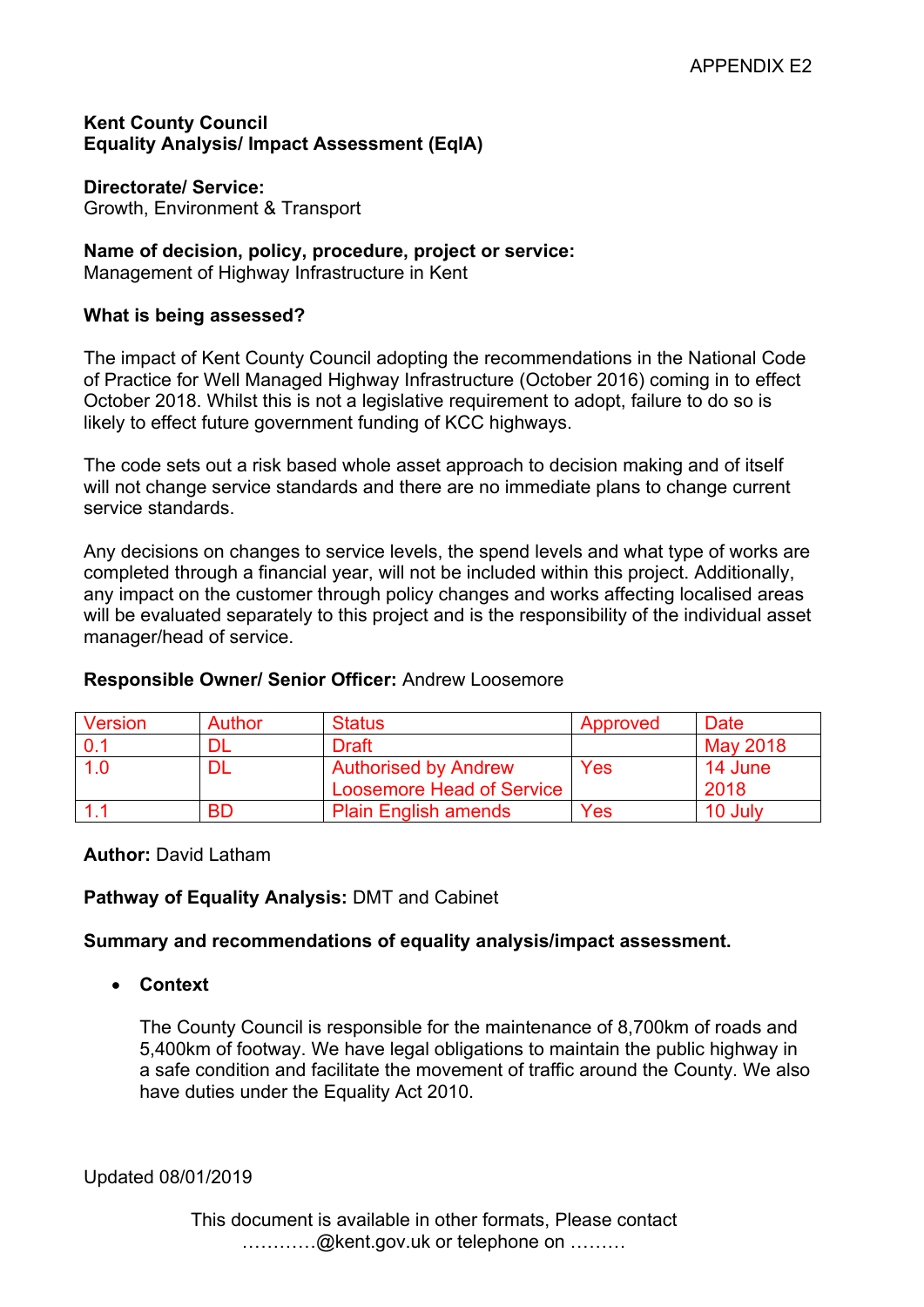APPENDIX E2

**Kent County Council**
**Equality Analysis/ Impact Assessment (EqIA)**

**Directorate/ Service:**
Growth, Environment & Transport

**Name of decision, policy, procedure, project or service:**
Management of Highway Infrastructure in Kent

**What is being assessed?**

The impact of Kent County Council adopting the recommendations in the National Code of Practice for Well Managed Highway Infrastructure (October 2016) coming in to effect October 2018. Whilst this is not a legislative requirement to adopt, failure to do so is likely to effect future government funding of KCC highways.

The code sets out a risk based whole asset approach to decision making and of itself will not change service standards and there are no immediate plans to change current service standards.

Any decisions on changes to service levels, the spend levels and what type of works are completed through a financial year, will not be included within this project. Additionally, any impact on the customer through policy changes and works affecting localised areas will be evaluated separately to this project and is the responsibility of the individual asset manager/head of service.

**Responsible Owner/ Senior Officer:** Andrew Loosemore

| Version | Author | Status | Approved | Date |
|---|---|---|---|---|
| 0.1 | DL | Draft | | May 2018 |
| 1.0 | DL | Authorised by Andrew Loosemore Head of Service | Yes | 14 June 2018 |
| 1.1 | BD | Plain English amends | Yes | 10 July |

**Author:** David Latham

**Pathway of Equality Analysis:** DMT and Cabinet

**Summary and recommendations of equality analysis/impact assessment.**

- **Context**

  The County Council is responsible for the maintenance of 8,700km of roads and 5,400km of footway. We have legal obligations to maintain the public highway in a safe condition and facilitate the movement of traffic around the County. We also have duties under the Equality Act 2010.

Updated 08/01/2019

This document is available in other formats, Please contact …………@kent.gov.uk or telephone on ………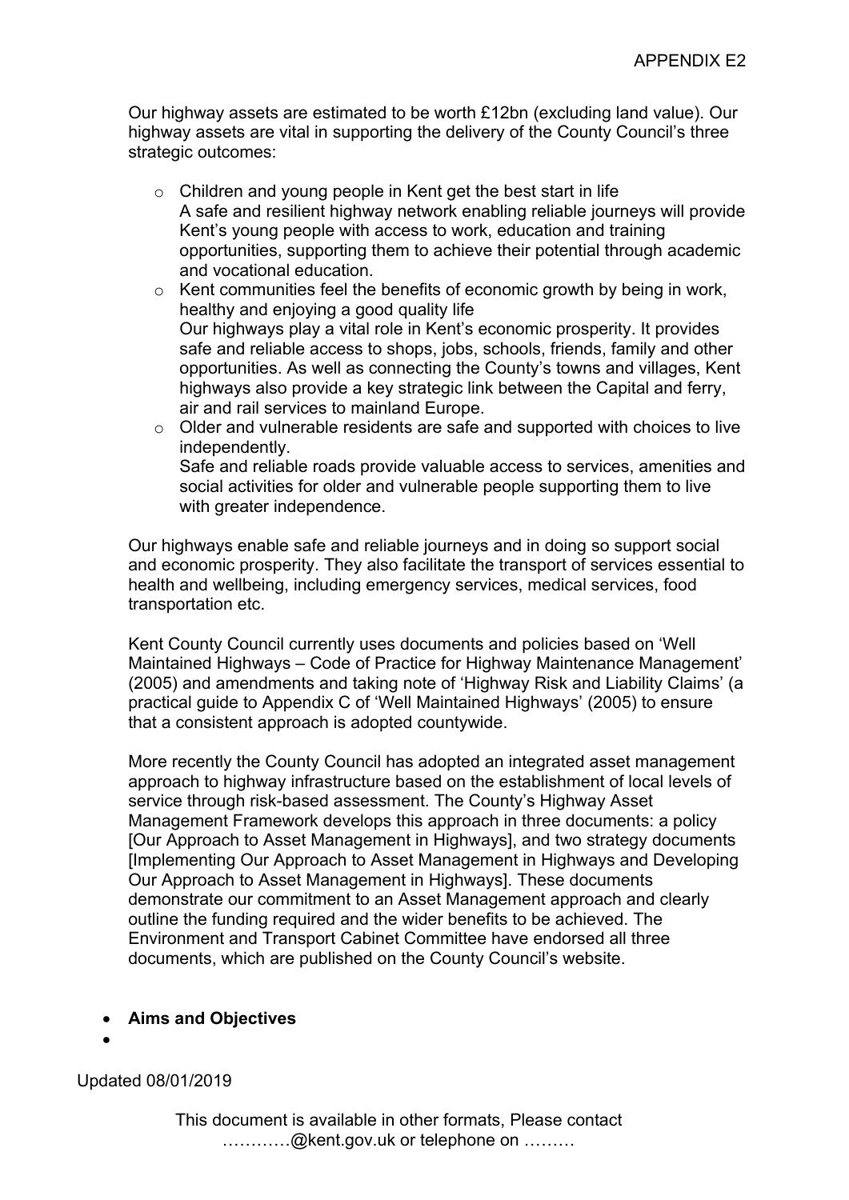Our highway assets are estimated to be worth £12bn (excluding land value). Our highway assets are vital in supporting the delivery of the County Council's three strategic outcomes:

- Children and young people in Kent get the best start in life
  A safe and resilient highway network enabling reliable journeys will provide Kent's young people with access to work, education and training opportunities, supporting them to achieve their potential through academic and vocational education.
- Kent communities feel the benefits of economic growth by being in work, healthy and enjoying a good quality life
  Our highways play a vital role in Kent's economic prosperity. It provides safe and reliable access to shops, jobs, schools, friends, family and other opportunities. As well as connecting the County's towns and villages, Kent highways also provide a key strategic link between the Capital and ferry, air and rail services to mainland Europe.
- Older and vulnerable residents are safe and supported with choices to live independently.
  Safe and reliable roads provide valuable access to services, amenities and social activities for older and vulnerable people supporting them to live with greater independence.

Our highways enable safe and reliable journeys and in doing so support social and economic prosperity. They also facilitate the transport of services essential to health and wellbeing, including emergency services, medical services, food transportation etc.

Kent County Council currently uses documents and policies based on 'Well Maintained Highways – Code of Practice for Highway Maintenance Management' (2005) and amendments and taking note of 'Highway Risk and Liability Claims' (a practical guide to Appendix C of 'Well Maintained Highways' (2005) to ensure that a consistent approach is adopted countywide.

More recently the County Council has adopted an integrated asset management approach to highway infrastructure based on the establishment of local levels of service through risk-based assessment. The County's Highway Asset Management Framework develops this approach in three documents: a policy [Our Approach to Asset Management in Highways], and two strategy documents [Implementing Our Approach to Asset Management in Highways and Developing Our Approach to Asset Management in Highways]. These documents demonstrate our commitment to an Asset Management approach and clearly outline the funding required and the wider benefits to be achieved. The Environment and Transport Cabinet Committee have endorsed all three documents, which are published on the County Council's website.

- **Aims and Objectives**
-

Updated 08/01/2019

This document is available in other formats, Please contact …………@kent.gov.uk or telephone on ………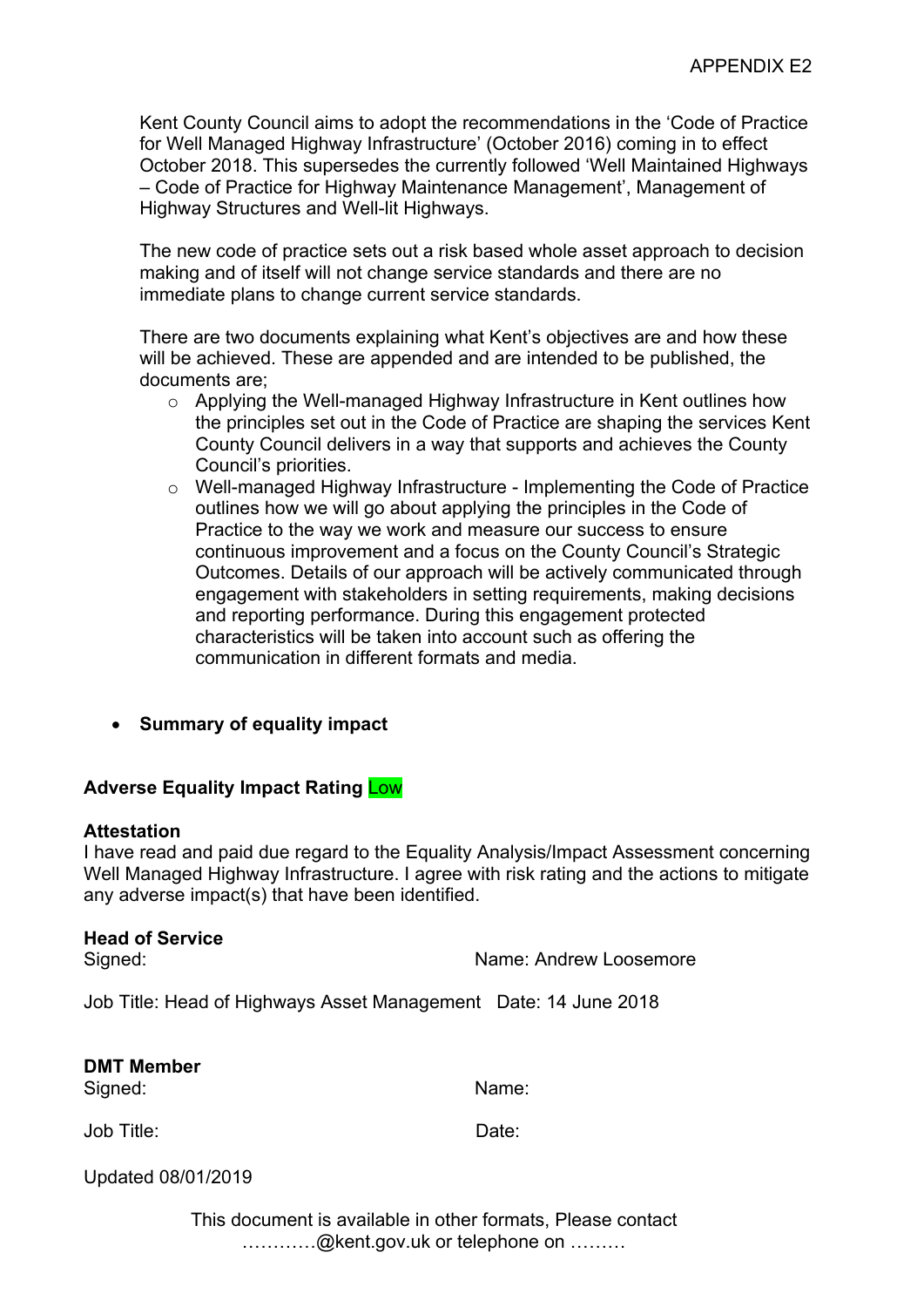APPENDIX E2

Kent County Council aims to adopt the recommendations in the 'Code of Practice for Well Managed Highway Infrastructure' (October 2016) coming in to effect October 2018. This supersedes the currently followed 'Well Maintained Highways – Code of Practice for Highway Maintenance Management', Management of Highway Structures and Well-lit Highways.

The new code of practice sets out a risk based whole asset approach to decision making and of itself will not change service standards and there are no immediate plans to change current service standards.

There are two documents explaining what Kent's objectives are and how these will be achieved. These are appended and are intended to be published, the documents are;

- Applying the Well-managed Highway Infrastructure in Kent outlines how the principles set out in the Code of Practice are shaping the services Kent County Council delivers in a way that supports and achieves the County Council's priorities.
- Well-managed Highway Infrastructure - Implementing the Code of Practice outlines how we will go about applying the principles in the Code of Practice to the way we work and measure our success to ensure continuous improvement and a focus on the County Council's Strategic Outcomes. Details of our approach will be actively communicated through engagement with stakeholders in setting requirements, making decisions and reporting performance. During this engagement protected characteristics will be taken into account such as offering the communication in different formats and media.

- **Summary of equality impact**

**Adverse Equality Impact Rating** Low

**Attestation**
I have read and paid due regard to the Equality Analysis/Impact Assessment concerning Well Managed Highway Infrastructure. I agree with risk rating and the actions to mitigate any adverse impact(s) that have been identified.

**Head of Service**
Signed: Name: Andrew Loosemore

Job Title: Head of Highways Asset Management Date: 14 June 2018

**DMT Member**
Signed: Name:

Job Title: Date:

Updated 08/01/2019

This document is available in other formats, Please contact …………@kent.gov.uk or telephone on ………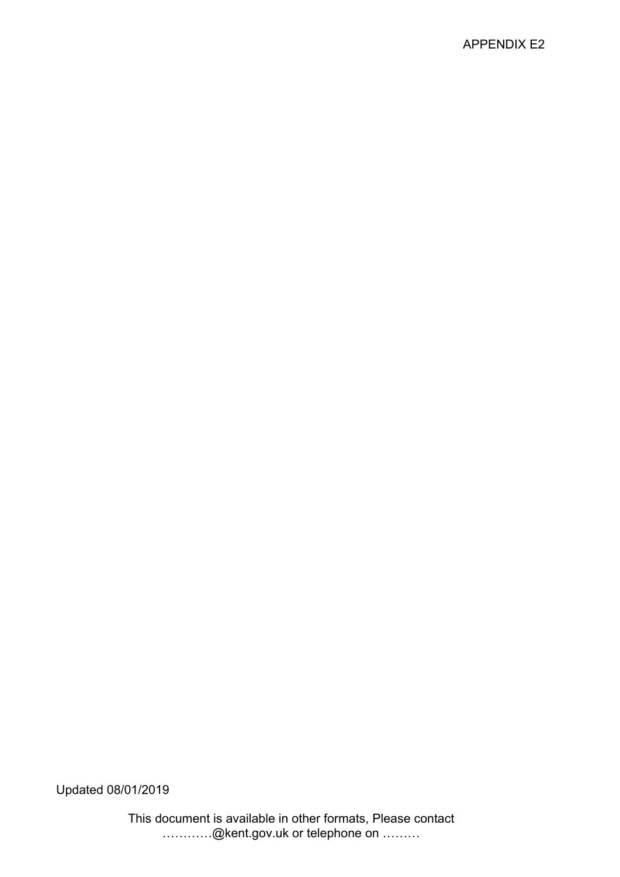APPENDIX E2

Updated 08/01/2019

This document is available in other formats, Please contact …………@kent.gov.uk or telephone on ………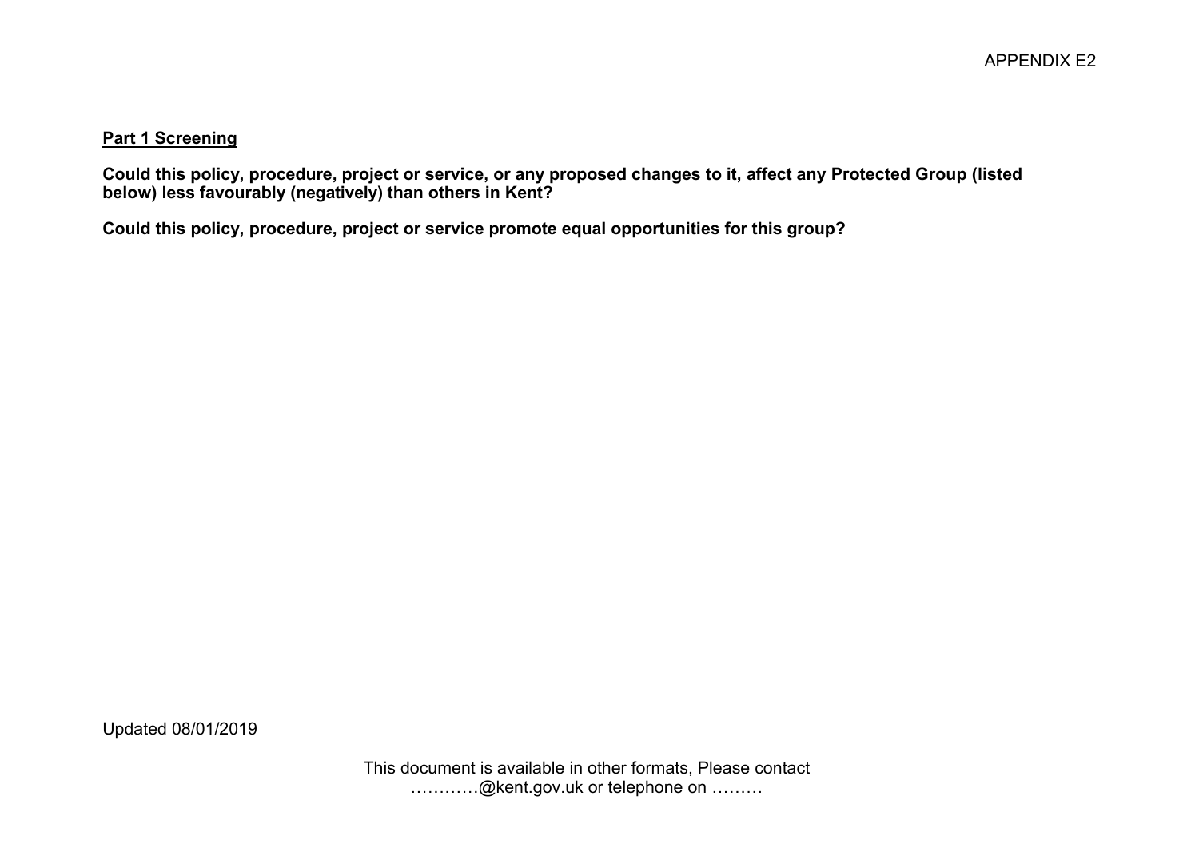APPENDIX E2

**Part 1 Screening**

**Could this policy, procedure, project or service, or any proposed changes to it, affect any Protected Group (listed below) less favourably (negatively) than others in Kent?**

**Could this policy, procedure, project or service promote equal opportunities for this group?**

Updated 08/01/2019

This document is available in other formats, Please contact …………@kent.gov.uk or telephone on ………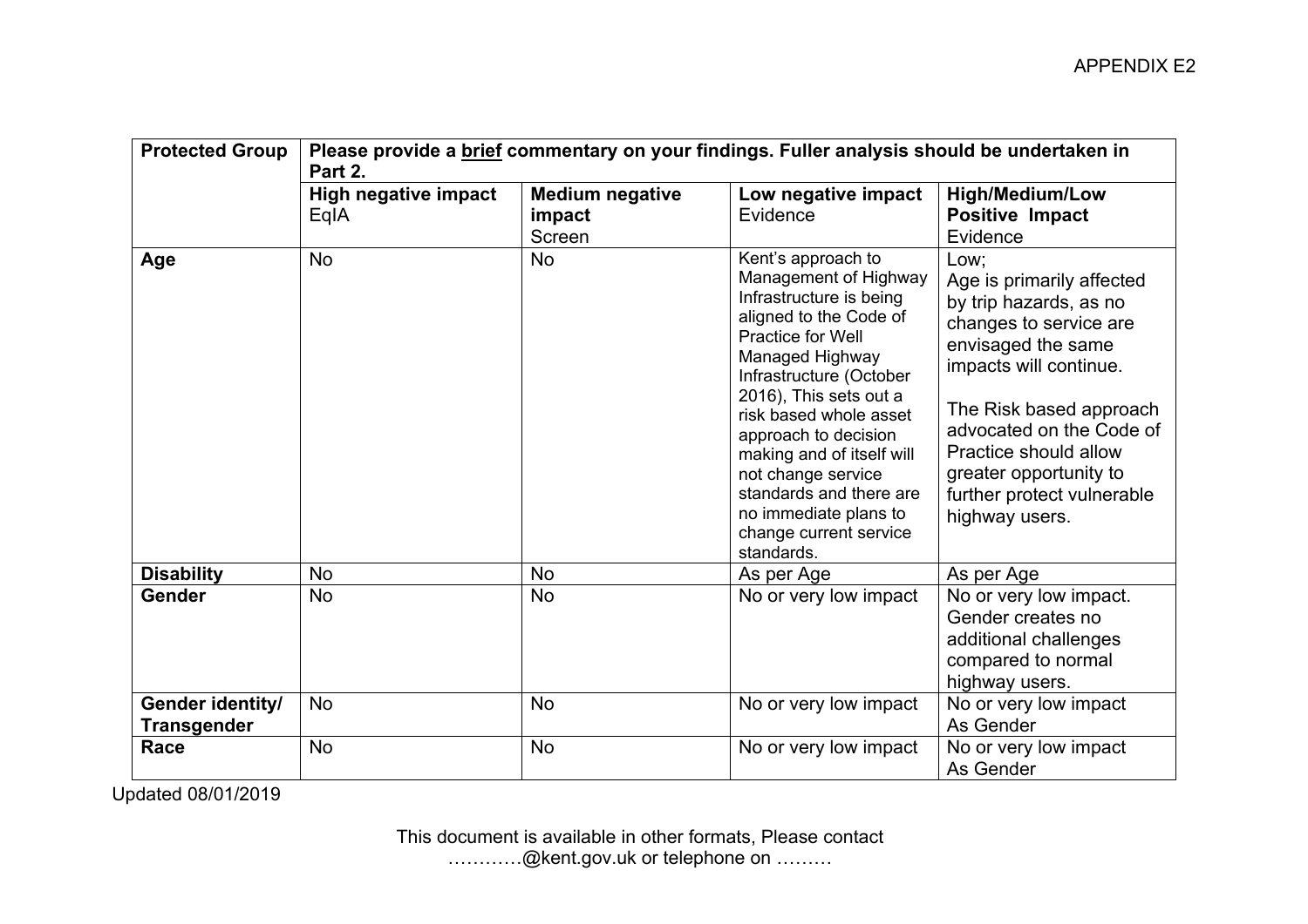| Protected Group | Please provide a brief commentary on your findings. Fuller analysis should be undertaken in Part 2. | | | |
|---|---|---|---|---|
| | **High negative impact** EqIA | **Medium negative impact** Screen | **Low negative impact** Evidence | **High/Medium/Low Positive Impact** Evidence |
| **Age** | No | No | Kent's approach to Management of Highway Infrastructure is being aligned to the Code of Practice for Well Managed Highway Infrastructure (October 2016), This sets out a risk based whole asset approach to decision making and of itself will not change service standards and there are no immediate plans to change current service standards. | Low; Age is primarily affected by trip hazards, as no changes to service are envisaged the same impacts will continue. The Risk based approach advocated on the Code of Practice should allow greater opportunity to further protect vulnerable highway users. |
| **Disability** | No | No | As per Age | As per Age |
| **Gender** | No | No | No or very low impact | No or very low impact. Gender creates no additional challenges compared to normal highway users. |
| **Gender identity/ Transgender** | No | No | No or very low impact | No or very low impact As Gender |
| **Race** | No | No | No or very low impact | No or very low impact As Gender |

Updated 08/01/2019

This document is available in other formats, Please contact …………@kent.gov.uk or telephone on ………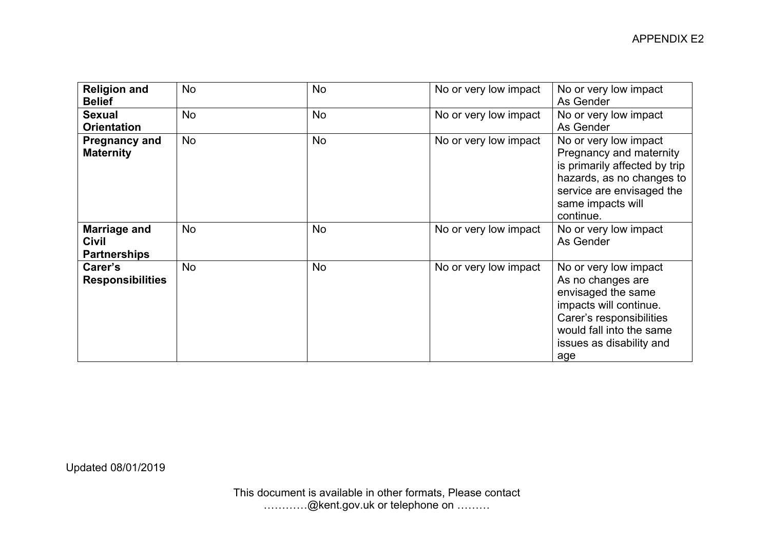| **Religion and Belief** | No | No | No or very low impact | No or very low impact As Gender |
|---|---|---|---|---|
| **Sexual Orientation** | No | No | No or very low impact | No or very low impact As Gender |
| **Pregnancy and Maternity** | No | No | No or very low impact | No or very low impact Pregnancy and maternity is primarily affected by trip hazards, as no changes to service are envisaged the same impacts will continue. |
| **Marriage and Civil Partnerships** | No | No | No or very low impact | No or very low impact As Gender |
| **Carer's Responsibilities** | No | No | No or very low impact | No or very low impact As no changes are envisaged the same impacts will continue. Carer's responsibilities would fall into the same issues as disability and age |

Updated 08/01/2019

This document is available in other formats, Please contact …………@kent.gov.uk or telephone on ………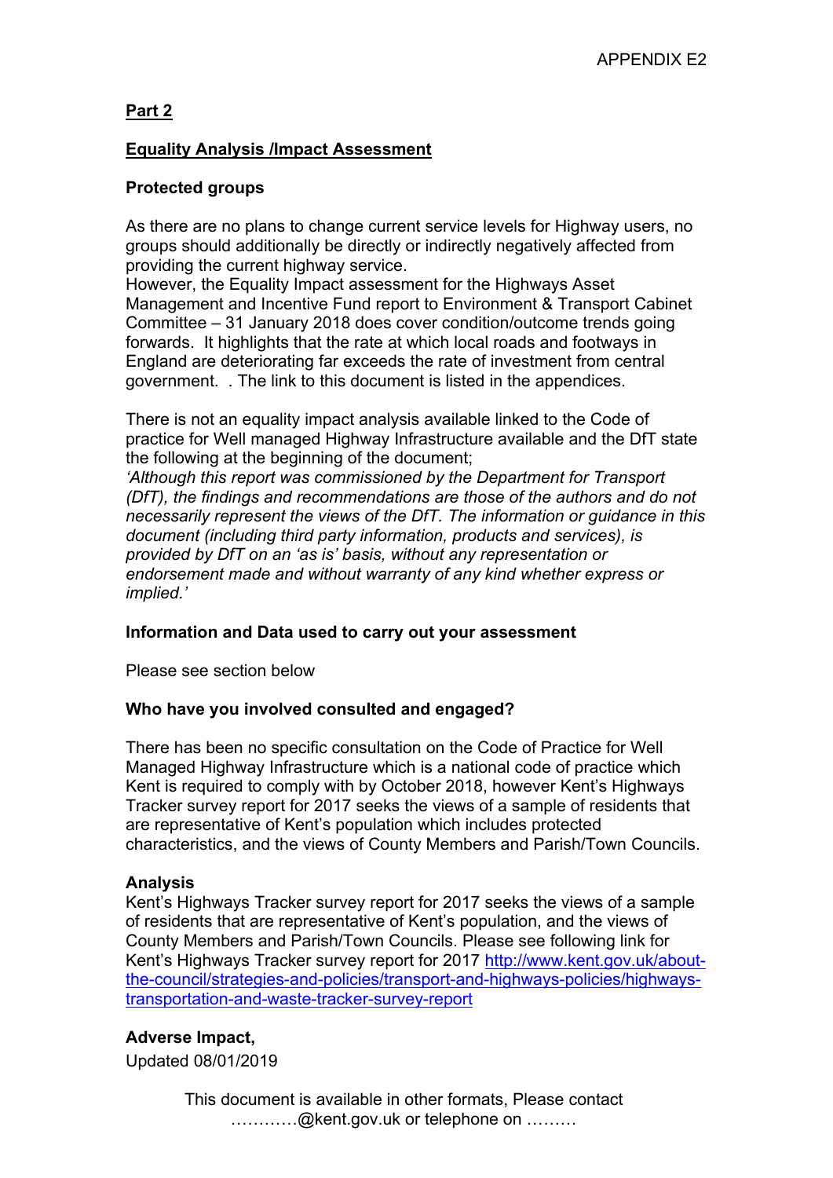APPENDIX E2

**Part 2**

**Equality Analysis /Impact Assessment**

**Protected groups**

As there are no plans to change current service levels for Highway users, no groups should additionally be directly or indirectly negatively affected from providing the current highway service.
However, the Equality Impact assessment for the Highways Asset Management and Incentive Fund report to Environment & Transport Cabinet Committee – 31 January 2018 does cover condition/outcome trends going forwards. It highlights that the rate at which local roads and footways in England are deteriorating far exceeds the rate of investment from central government. . The link to this document is listed in the appendices.

There is not an equality impact analysis available linked to the Code of practice for Well managed Highway Infrastructure available and the DfT state the following at the beginning of the document;
*'Although this report was commissioned by the Department for Transport (DfT), the findings and recommendations are those of the authors and do not necessarily represent the views of the DfT. The information or guidance in this document (including third party information, products and services), is provided by DfT on an 'as is' basis, without any representation or endorsement made and without warranty of any kind whether express or implied.'*

**Information and Data used to carry out your assessment**

Please see section below

**Who have you involved consulted and engaged?**

There has been no specific consultation on the Code of Practice for Well Managed Highway Infrastructure which is a national code of practice which Kent is required to comply with by October 2018, however Kent's Highways Tracker survey report for 2017 seeks the views of a sample of residents that are representative of Kent's population which includes protected characteristics, and the views of County Members and Parish/Town Councils.

**Analysis**
Kent's Highways Tracker survey report for 2017 seeks the views of a sample of residents that are representative of Kent's population, and the views of County Members and Parish/Town Councils. Please see following link for Kent's Highways Tracker survey report for 2017 [http://www.kent.gov.uk/about-the-council/strategies-and-policies/transport-and-highways-policies/highways-transportation-and-waste-tracker-survey-report](http://www.kent.gov.uk/about-the-council/strategies-and-policies/transport-and-highways-policies/highways-transportation-and-waste-tracker-survey-report)

**Adverse Impact,**
Updated 08/01/2019

This document is available in other formats, Please contact …………@kent.gov.uk or telephone on ………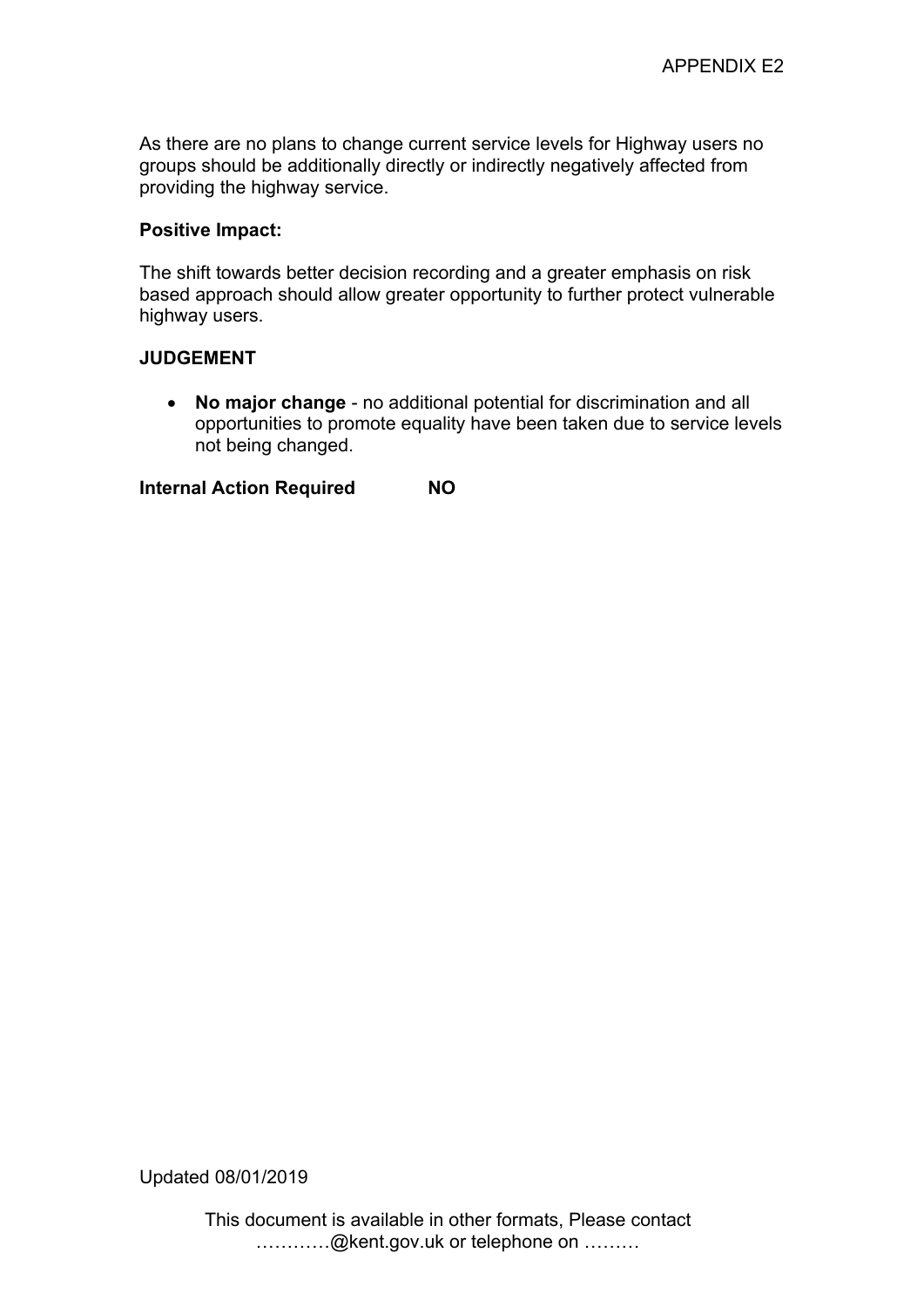As there are no plans to change current service levels for Highway users no groups should be additionally directly or indirectly negatively affected from providing the highway service.

**Positive Impact:**

The shift towards better decision recording and a greater emphasis on risk based approach should allow greater opportunity to further protect vulnerable highway users.

**JUDGEMENT**

- **No major change** - no additional potential for discrimination and all opportunities to promote equality have been taken due to service levels not being changed.

**Internal Action Required NO**

Updated 08/01/2019

This document is available in other formats, Please contact …………@kent.gov.uk or telephone on ………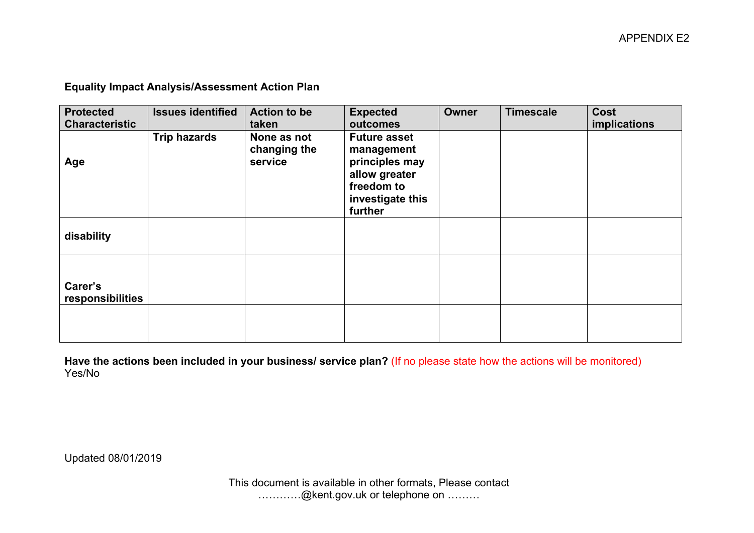APPENDIX E2

**Equality Impact Analysis/Assessment Action Plan**

| Protected Characteristic | Issues identified | Action to be taken | Expected outcomes | Owner | Timescale | Cost implications |
|---|---|---|---|---|---|---|
| **Age** | **Trip hazards** | **None as not changing the service** | **Future asset management principles may allow greater freedom to investigate this further** | | | |
| **disability** | | | | | | |
| **Carer's responsibilities** | | | | | | |
| | | | | | | |

**Have the actions been included in your business/ service plan?** (If no please state how the actions will be monitored)
Yes/No

Updated 08/01/2019

This document is available in other formats, Please contact …………@kent.gov.uk or telephone on ………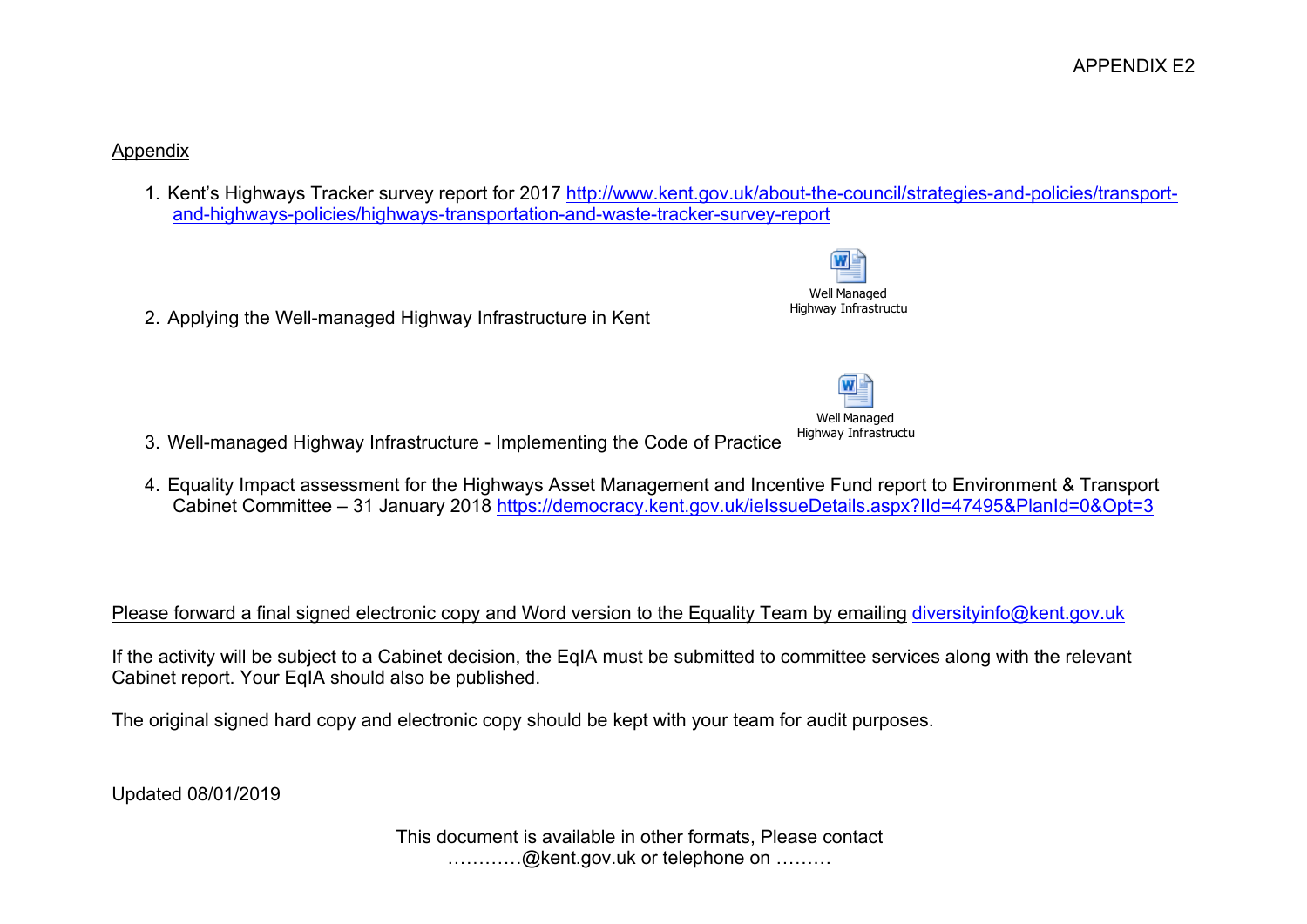APPENDIX E2

Appendix

1. Kent's Highways Tracker survey report for 2017 http://www.kent.gov.uk/about-the-council/strategies-and-policies/transport-and-highways-policies/highways-transportation-and-waste-tracker-survey-report

2. Applying the Well-managed Highway Infrastructure in Kent

   Well Managed Highway Infrastructu

3. Well-managed Highway Infrastructure - Implementing the Code of Practice

   Well Managed Highway Infrastructu

4. Equality Impact assessment for the Highways Asset Management and Incentive Fund report to Environment & Transport Cabinet Committee – 31 January 2018 https://democracy.kent.gov.uk/ieIssueDetails.aspx?IId=47495&PlanId=0&Opt=3

Please forward a final signed electronic copy and Word version to the Equality Team by emailing diversityinfo@kent.gov.uk

If the activity will be subject to a Cabinet decision, the EqIA must be submitted to committee services along with the relevant Cabinet report. Your EqIA should also be published.

The original signed hard copy and electronic copy should be kept with your team for audit purposes.

Updated 08/01/2019

This document is available in other formats, Please contact …………@kent.gov.uk or telephone on ………